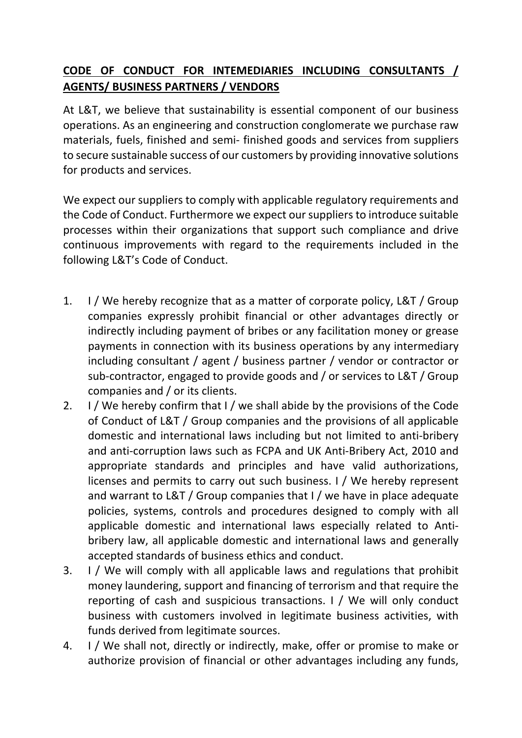**CODE OF CONDUCT FOR INTEMEDIARIES INCLUDING CONSULTANTS / AGENTS/ BUSINESS PARTNERS / VENDORS**

At L&T, we believe that sustainability is essential component of our business operations. As an engineering and construction conglomerate we purchase raw materials, fuels, finished and semi- finished goods and services from suppliers to secure sustainable success of our customers by providing innovative solutions for products and services.

We expect our suppliers to comply with applicable regulatory requirements and the Code of Conduct. Furthermore we expect our suppliers to introduce suitable processes within their organizations that support such compliance and drive continuous improvements with regard to the requirements included in the following L&T's Code of Conduct.

1. I / We hereby recognize that as a matter of corporate policy, L&T / Group companies expressly prohibit financial or other advantages directly or indirectly including payment of bribes or any facilitation money or grease payments in connection with its business operations by any intermediary including consultant / agent / business partner / vendor or contractor or sub-contractor, engaged to provide goods and / or services to L&T / Group companies and / or its clients.
2. I / We hereby confirm that I / we shall abide by the provisions of the Code of Conduct of L&T / Group companies and the provisions of all applicable domestic and international laws including but not limited to anti-bribery and anti-corruption laws such as FCPA and UK Anti-Bribery Act, 2010 and appropriate standards and principles and have valid authorizations, licenses and permits to carry out such business. I / We hereby represent and warrant to L&T / Group companies that I / we have in place adequate policies, systems, controls and procedures designed to comply with all applicable domestic and international laws especially related to Anti-bribery law, all applicable domestic and international laws and generally accepted standards of business ethics and conduct.
3. I / We will comply with all applicable laws and regulations that prohibit money laundering, support and financing of terrorism and that require the reporting of cash and suspicious transactions. I / We will only conduct business with customers involved in legitimate business activities, with funds derived from legitimate sources.
4. I / We shall not, directly or indirectly, make, offer or promise to make or authorize provision of financial or other advantages including any funds,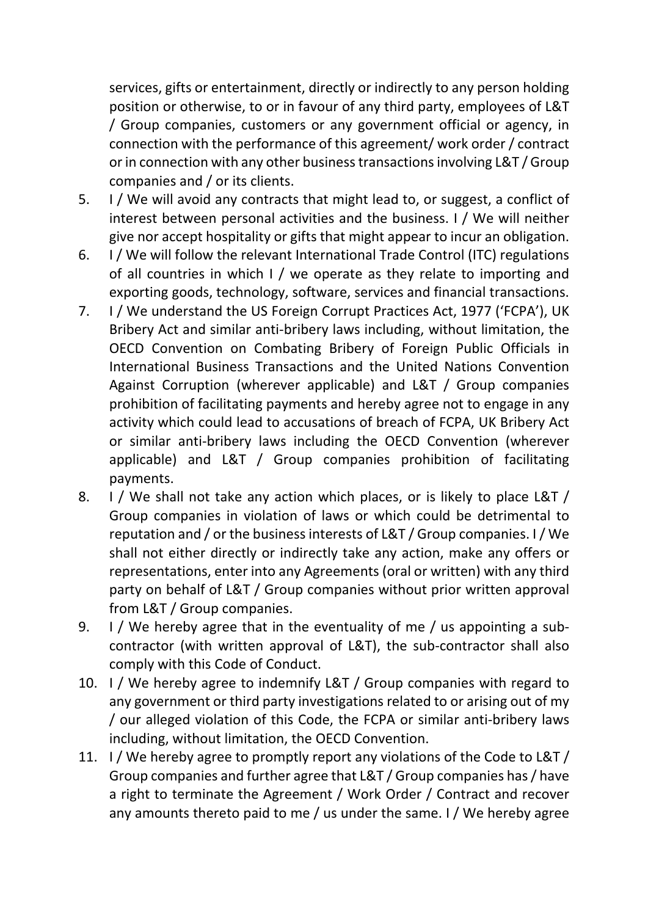services, gifts or entertainment, directly or indirectly to any person holding position or otherwise, to or in favour of any third party, employees of L&T / Group companies, customers or any government official or agency, in connection with the performance of this agreement/ work order / contract or in connection with any other business transactions involving L&T / Group companies and / or its clients.

5. I / We will avoid any contracts that might lead to, or suggest, a conflict of interest between personal activities and the business. I / We will neither give nor accept hospitality or gifts that might appear to incur an obligation.
6. I / We will follow the relevant International Trade Control (ITC) regulations of all countries in which I / we operate as they relate to importing and exporting goods, technology, software, services and financial transactions.
7. I / We understand the US Foreign Corrupt Practices Act, 1977 ('FCPA'), UK Bribery Act and similar anti-bribery laws including, without limitation, the OECD Convention on Combating Bribery of Foreign Public Officials in International Business Transactions and the United Nations Convention Against Corruption (wherever applicable) and L&T / Group companies prohibition of facilitating payments and hereby agree not to engage in any activity which could lead to accusations of breach of FCPA, UK Bribery Act or similar anti-bribery laws including the OECD Convention (wherever applicable) and L&T / Group companies prohibition of facilitating payments.
8. I / We shall not take any action which places, or is likely to place L&T / Group companies in violation of laws or which could be detrimental to reputation and / or the business interests of L&T / Group companies. I / We shall not either directly or indirectly take any action, make any offers or representations, enter into any Agreements (oral or written) with any third party on behalf of L&T / Group companies without prior written approval from L&T / Group companies.
9. I / We hereby agree that in the eventuality of me / us appointing a sub-contractor (with written approval of L&T), the sub-contractor shall also comply with this Code of Conduct.
10. I / We hereby agree to indemnify L&T / Group companies with regard to any government or third party investigations related to or arising out of my / our alleged violation of this Code, the FCPA or similar anti-bribery laws including, without limitation, the OECD Convention.
11. I / We hereby agree to promptly report any violations of the Code to L&T / Group companies and further agree that L&T / Group companies has / have a right to terminate the Agreement / Work Order / Contract and recover any amounts thereto paid to me / us under the same. I / We hereby agree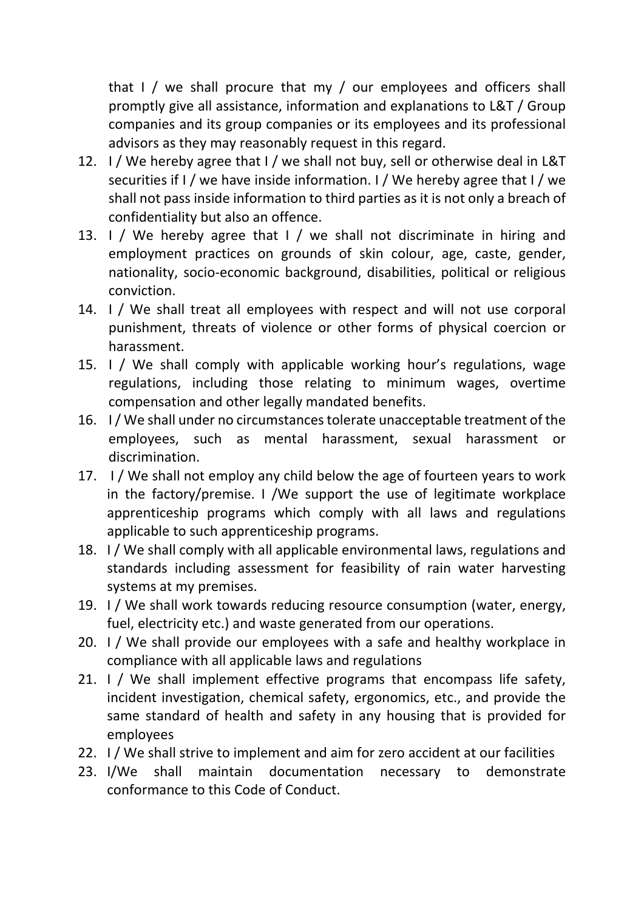that I / we shall procure that my / our employees and officers shall promptly give all assistance, information and explanations to L&T / Group companies and its group companies or its employees and its professional advisors as they may reasonably request in this regard.

12. I / We hereby agree that I / we shall not buy, sell or otherwise deal in L&T securities if I / we have inside information. I / We hereby agree that I / we shall not pass inside information to third parties as it is not only a breach of confidentiality but also an offence.
13. I / We hereby agree that I / we shall not discriminate in hiring and employment practices on grounds of skin colour, age, caste, gender, nationality, socio-economic background, disabilities, political or religious conviction.
14. I / We shall treat all employees with respect and will not use corporal punishment, threats of violence or other forms of physical coercion or harassment.
15. I / We shall comply with applicable working hour's regulations, wage regulations, including those relating to minimum wages, overtime compensation and other legally mandated benefits.
16. I / We shall under no circumstances tolerate unacceptable treatment of the employees, such as mental harassment, sexual harassment or discrimination.
17. I / We shall not employ any child below the age of fourteen years to work in the factory/premise. I /We support the use of legitimate workplace apprenticeship programs which comply with all laws and regulations applicable to such apprenticeship programs.
18. I / We shall comply with all applicable environmental laws, regulations and standards including assessment for feasibility of rain water harvesting systems at my premises.
19. I / We shall work towards reducing resource consumption (water, energy, fuel, electricity etc.) and waste generated from our operations.
20. I / We shall provide our employees with a safe and healthy workplace in compliance with all applicable laws and regulations
21. I / We shall implement effective programs that encompass life safety, incident investigation, chemical safety, ergonomics, etc., and provide the same standard of health and safety in any housing that is provided for employees
22. I / We shall strive to implement and aim for zero accident at our facilities
23. I/We shall maintain documentation necessary to demonstrate conformance to this Code of Conduct.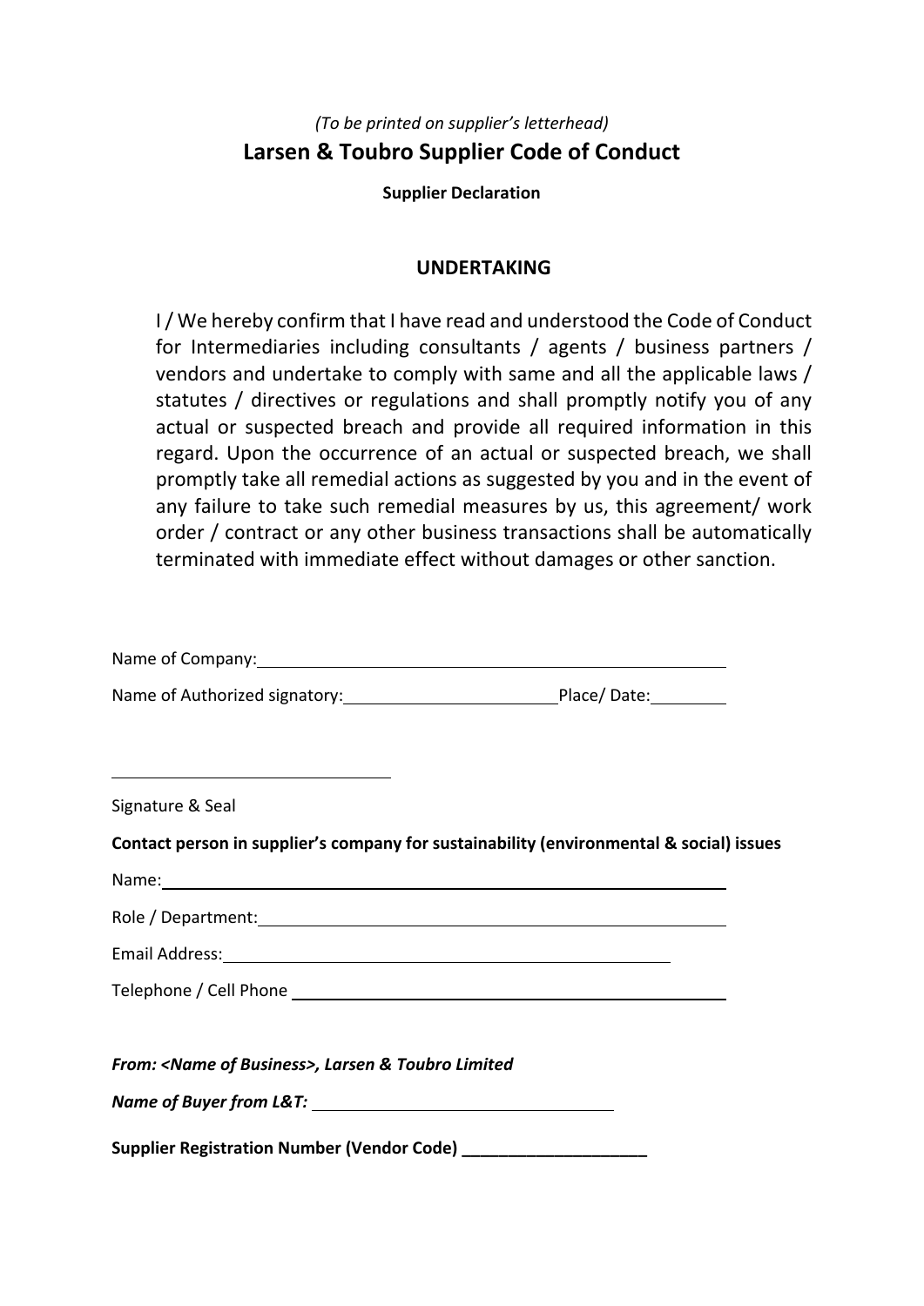*(To be printed on supplier's letterhead)*

# Larsen & Toubro Supplier Code of Conduct

**Supplier Declaration**

## UNDERTAKING

I / We hereby confirm that I have read and understood the Code of Conduct for Intermediaries including consultants / agents / business partners / vendors and undertake to comply with same and all the applicable laws / statutes / directives or regulations and shall promptly notify you of any actual or suspected breach and provide all required information in this regard. Upon the occurrence of an actual or suspected breach, we shall promptly take all remedial actions as suggested by you and in the event of any failure to take such remedial measures by us, this agreement/ work order / contract or any other business transactions shall be automatically terminated with immediate effect without damages or other sanction.

Name of Company: ____________________________________________

Name of Authorized signatory: ______________________ Place/ Date: ________

______________________________

Signature & Seal

**Contact person in supplier's company for sustainability (environmental & social) issues**

Name: ____________________________________________

Role / Department: ____________________________________________

Email Address: ____________________________________________

Telephone / Cell Phone ____________________________________________

***From: <Name of Business>, Larsen & Toubro Limited***

***Name of Buyer from L&T:*** ______________________________

**Supplier Registration Number (Vendor Code) ____________________**